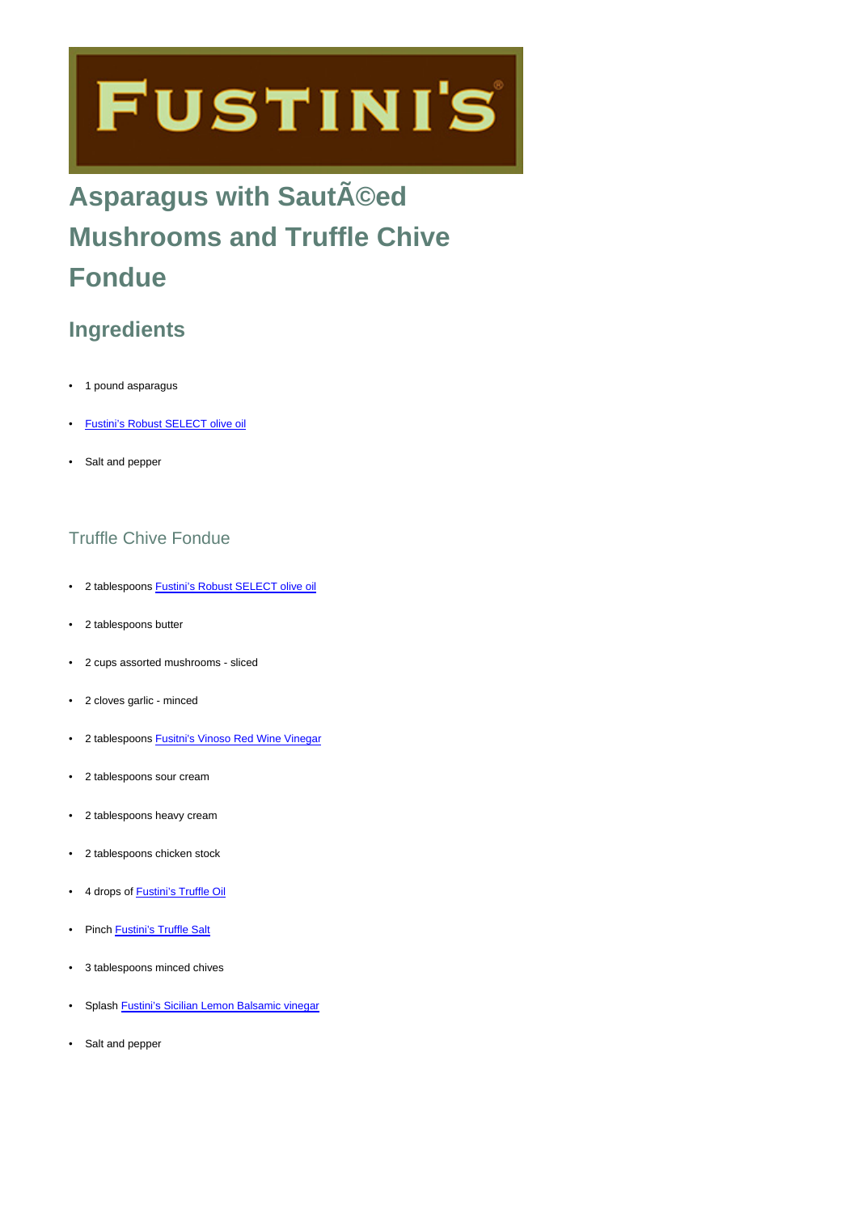FUSTINI'S

# Asparagus with SautÃ©ed Mushrooms and Truffle Chive Fondue

## Ingredients

- 1 pound asparagus
- Fustini's Robust SELECT olive oil
- Salt and pepper

### Truffle Chive Fondue

- 2 tablespoons Fustini's Robust SELECT olive oil
- 2 tablespoons butter
- 2 cups assorted mushrooms - sliced
- 2 cloves garlic - minced
- 2 tablespoons Fusitni's Vinoso Red Wine Vinegar
- 2 tablespoons sour cream
- 2 tablespoons heavy cream
- 2 tablespoons chicken stock
- 4 drops of Fustini's Truffle Oil
- Pinch Fustini's Truffle Salt
- 3 tablespoons minced chives
- Splash Fustini's Sicilian Lemon Balsamic vinegar
- Salt and pepper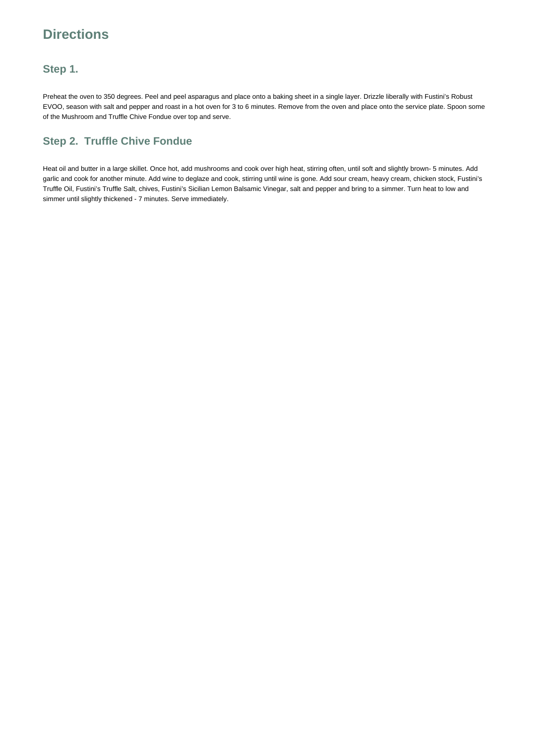# Directions

## Step 1.

Preheat the oven to 350 degrees. Peel and peel asparagus and place onto a baking sheet in a single layer. Drizzle liberally with Fustini's Robust EVOO, season with salt and pepper and roast in a hot oven for 3 to 6 minutes. Remove from the oven and place onto the service plate. Spoon some of the Mushroom and Truffle Chive Fondue over top and serve.

## Step 2. Truffle Chive Fondue

Heat oil and butter in a large skillet. Once hot, add mushrooms and cook over high heat, stirring often, until soft and slightly brown- 5 minutes. Add garlic and cook for another minute. Add wine to deglaze and cook, stirring until wine is gone. Add sour cream, heavy cream, chicken stock, Fustini's Truffle Oil, Fustini's Truffle Salt, chives, Fustini's Sicilian Lemon Balsamic Vinegar, salt and pepper and bring to a simmer. Turn heat to low and simmer until slightly thickened - 7 minutes. Serve immediately.